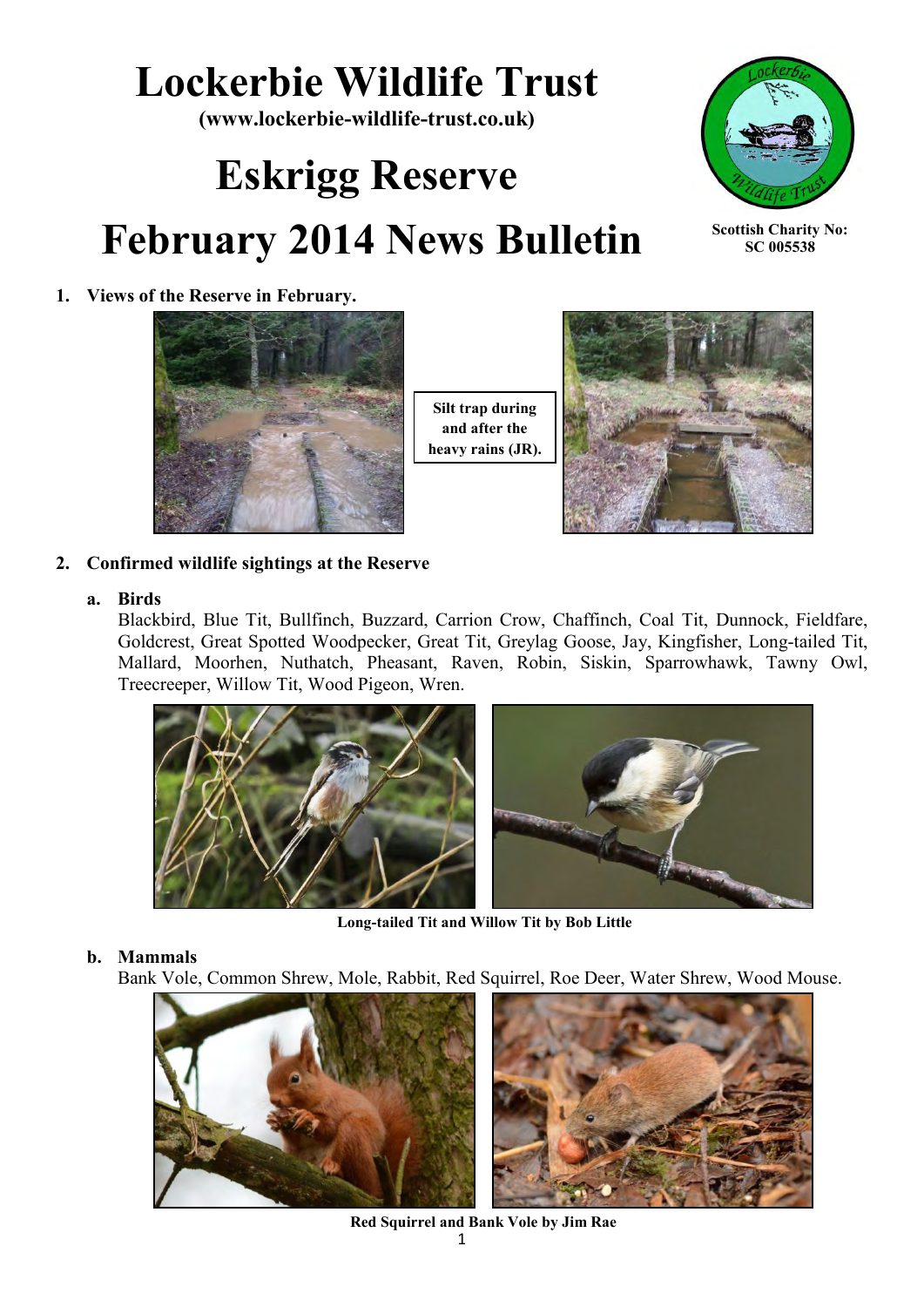# Lockerbie Wildlife Trust

**(www.lockerbie-wildlife-trust.co.uk)**

# Eskrigg Reserve

# February 2014 News Bulletin

**Scottish Charity No: SC 005538**

## 1. Views of the Reserve in February.

**Silt trap during and after the heavy rains (JR).**

## 2. Confirmed wildlife sightings at the Reserve

### a. Birds

Blackbird, Blue Tit, Bullfinch, Buzzard, Carrion Crow, Chaffinch, Coal Tit, Dunnock, Fieldfare, Goldcrest, Great Spotted Woodpecker, Great Tit, Greylag Goose, Jay, Kingfisher, Long-tailed Tit, Mallard, Moorhen, Nuthatch, Pheasant, Raven, Robin, Siskin, Sparrowhawk, Tawny Owl, Treecreeper, Willow Tit, Wood Pigeon, Wren.

**Long-tailed Tit and Willow Tit by Bob Little**

### b. Mammals

Bank Vole, Common Shrew, Mole, Rabbit, Red Squirrel, Roe Deer, Water Shrew, Wood Mouse.

**Red Squirrel and Bank Vole by Jim Rae**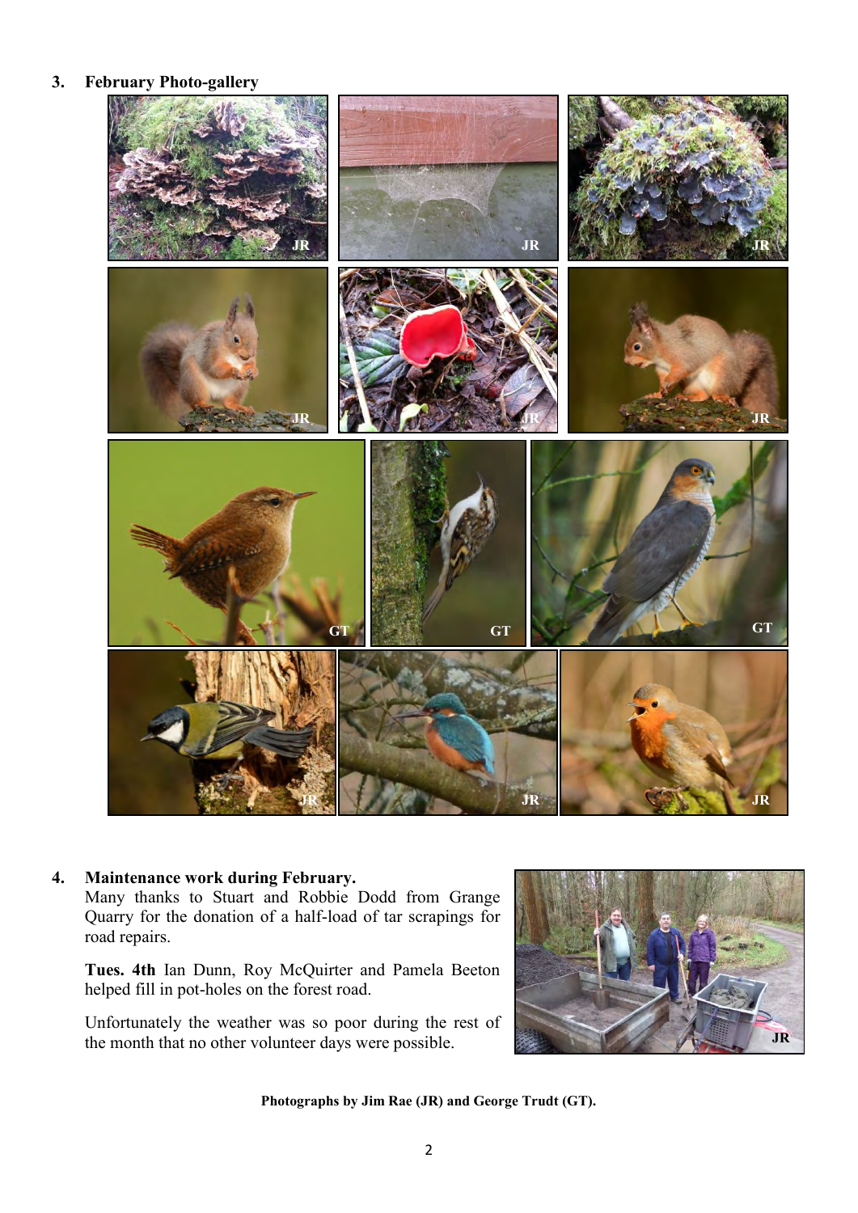## 3. February Photo-gallery

## 4. Maintenance work during February.

Many thanks to Stuart and Robbie Dodd from Grange Quarry for the donation of a half-load of tar scrapings for road repairs.

**Tues. 4th** Ian Dunn, Roy McQuirter and Pamela Beeton helped fill in pot-holes on the forest road.

Unfortunately the weather was so poor during the rest of the month that no other volunteer days were possible.

**Photographs by Jim Rae (JR) and George Trudt (GT).**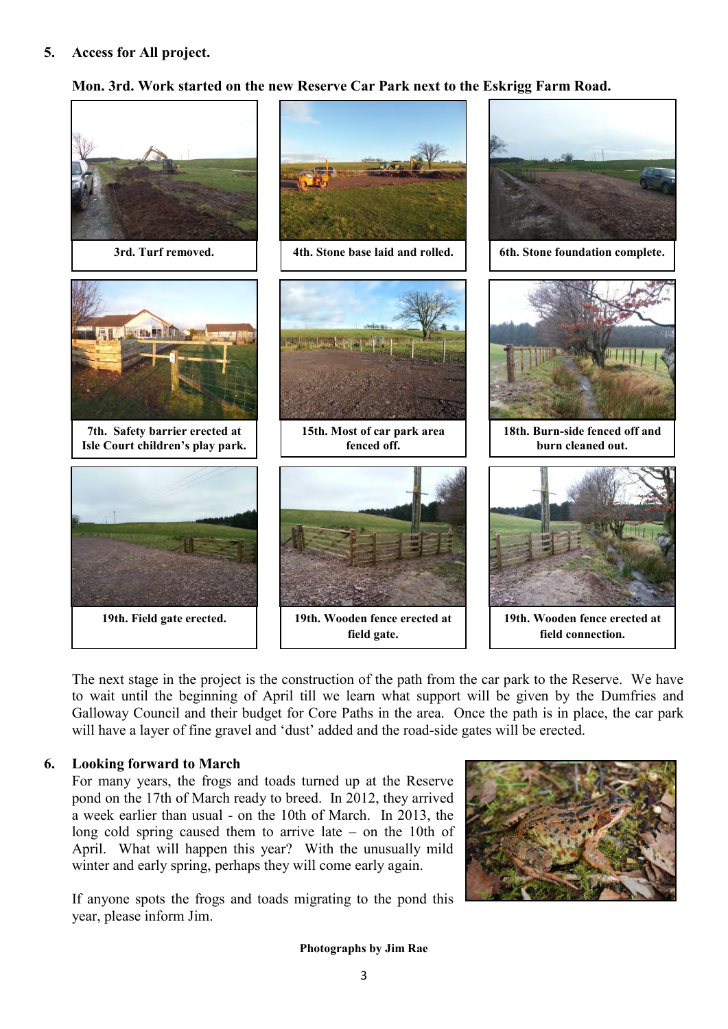## 5. Access for All project.

**Mon. 3rd. Work started on the new Reserve Car Park next to the Eskrigg Farm Road.**

**3rd. Turf removed.**

**4th. Stone base laid and rolled.**

**6th. Stone foundation complete.**

**7th. Safety barrier erected at Isle Court children's play park.**

**15th. Most of car park area fenced off.**

**18th. Burn-side fenced off and burn cleaned out.**

**19th. Field gate erected.**

**19th. Wooden fence erected at field gate.**

**19th. Wooden fence erected at field connection.**

The next stage in the project is the construction of the path from the car park to the Reserve. We have to wait until the beginning of April till we learn what support will be given by the Dumfries and Galloway Council and their budget for Core Paths in the area. Once the path is in place, the car park will have a layer of fine gravel and 'dust' added and the road-side gates will be erected.

## 6. Looking forward to March

For many years, the frogs and toads turned up at the Reserve pond on the 17th of March ready to breed. In 2012, they arrived a week earlier than usual - on the 10th of March. In 2013, the long cold spring caused them to arrive late – on the 10th of April. What will happen this year? With the unusually mild winter and early spring, perhaps they will come early again.

If anyone spots the frogs and toads migrating to the pond this year, please inform Jim.

**Photographs by Jim Rae**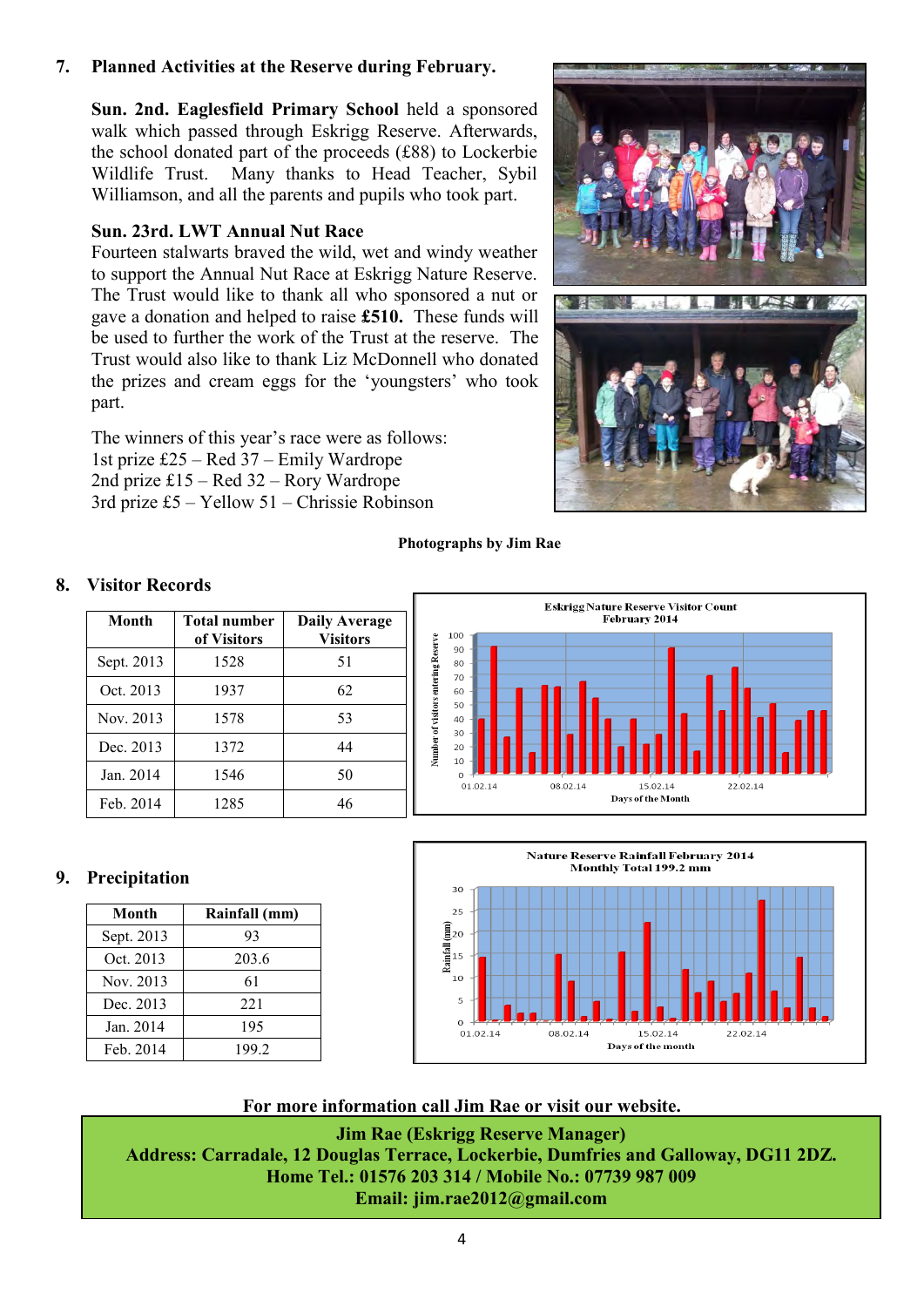## 7. Planned Activities at the Reserve during February.

**Sun. 2nd. Eaglesfield Primary School** held a sponsored walk which passed through Eskrigg Reserve. Afterwards, the school donated part of the proceeds (£88) to Lockerbie Wildlife Trust. Many thanks to Head Teacher, Sybil Williamson, and all the parents and pupils who took part.

**Sun. 23rd. LWT Annual Nut Race**

Fourteen stalwarts braved the wild, wet and windy weather to support the Annual Nut Race at Eskrigg Nature Reserve. The Trust would like to thank all who sponsored a nut or gave a donation and helped to raise **£510.** These funds will be used to further the work of the Trust at the reserve. The Trust would also like to thank Liz McDonnell who donated the prizes and cream eggs for the 'youngsters' who took part.

The winners of this year's race were as follows:
1st prize £25 – Red 37 – Emily Wardrope
2nd prize £15 – Red 32 – Rory Wardrope
3rd prize £5 – Yellow 51 – Chrissie Robinson

**Photographs by Jim Rae**

## 8. Visitor Records

| Month | Total number of Visitors | Daily Average Visitors |
|---|---|---|
| Sept. 2013 | 1528 | 51 |
| Oct. 2013 | 1937 | 62 |
| Nov. 2013 | 1578 | 53 |
| Dec. 2013 | 1372 | 44 |
| Jan. 2014 | 1546 | 50 |
| Feb. 2014 | 1285 | 46 |

Eskrigg Nature Reserve Visitor Count
February 2014
Number of visitors entering Reserve
100
90
80
70
60
50
40
30
20
10
0
01.02.14
08.02.14
15.02.14
22.02.14
Days of the Month

## 9. Precipitation

| Month | Rainfall (mm) |
|---|---|
| Sept. 2013 | 93 |
| Oct. 2013 | 203.6 |
| Nov. 2013 | 61 |
| Dec. 2013 | 221 |
| Jan. 2014 | 195 |
| Feb. 2014 | 199.2 |

Nature Reserve Rainfall February 2014
Monthly Total 199.2 mm
Rainfall (mm)
30
25
20
15
10
5
0
01.02.14
08.02.14
15.02.14
22.02.14
Days of the month

**For more information call Jim Rae or visit our website.**

**Jim Rae (Eskrigg Reserve Manager)**
**Address: Carradale, 12 Douglas Terrace, Lockerbie, Dumfries and Galloway, DG11 2DZ.**
**Home Tel.: 01576 203 314 / Mobile No.: 07739 987 009**
**Email: jim.rae2012@gmail.com**